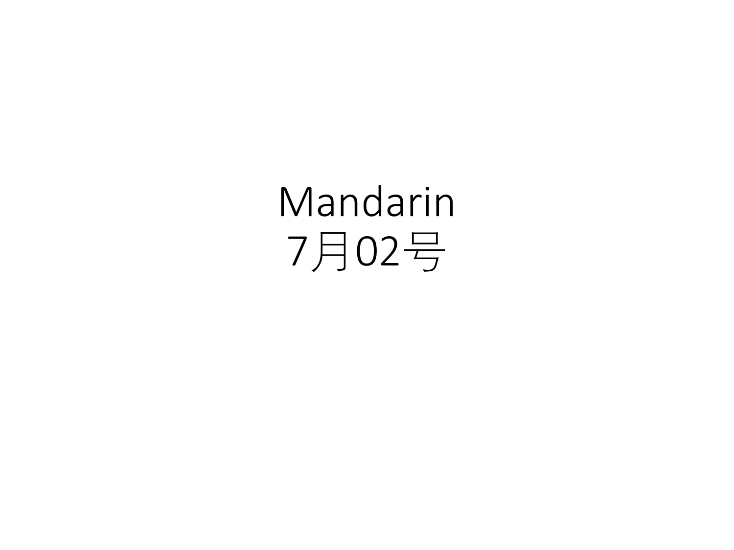# Mandarin
# 7月02号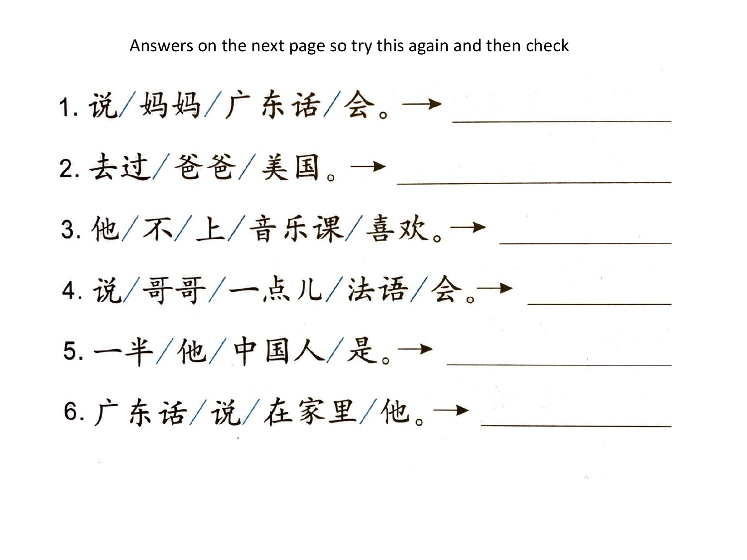Answers on the next page so try this again and then check

1. 说/妈妈/广东话/会。→ ______________________

2. 去过/爸爸/美国。→ ______________________

3. 他/不/上/音乐课/喜欢。→ ______________________

4. 说/哥哥/一点儿/法语/会。→ ______________________

5. 一半/他/中国人/是。→ ______________________

6. 广东话/说/在家里/他。→ ______________________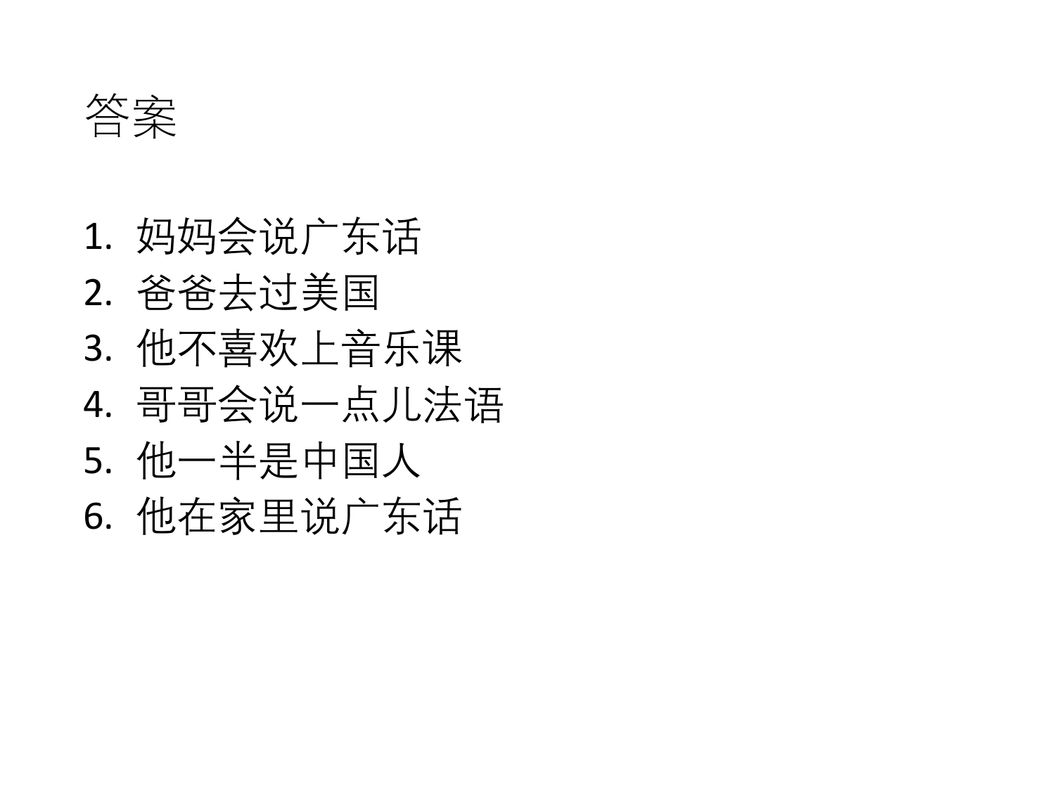# 答案

1. 妈妈会说广东话
2. 爸爸去过美国
3. 他不喜欢上音乐课
4. 哥哥会说一点儿法语
5. 他一半是中国人
6. 他在家里说广东话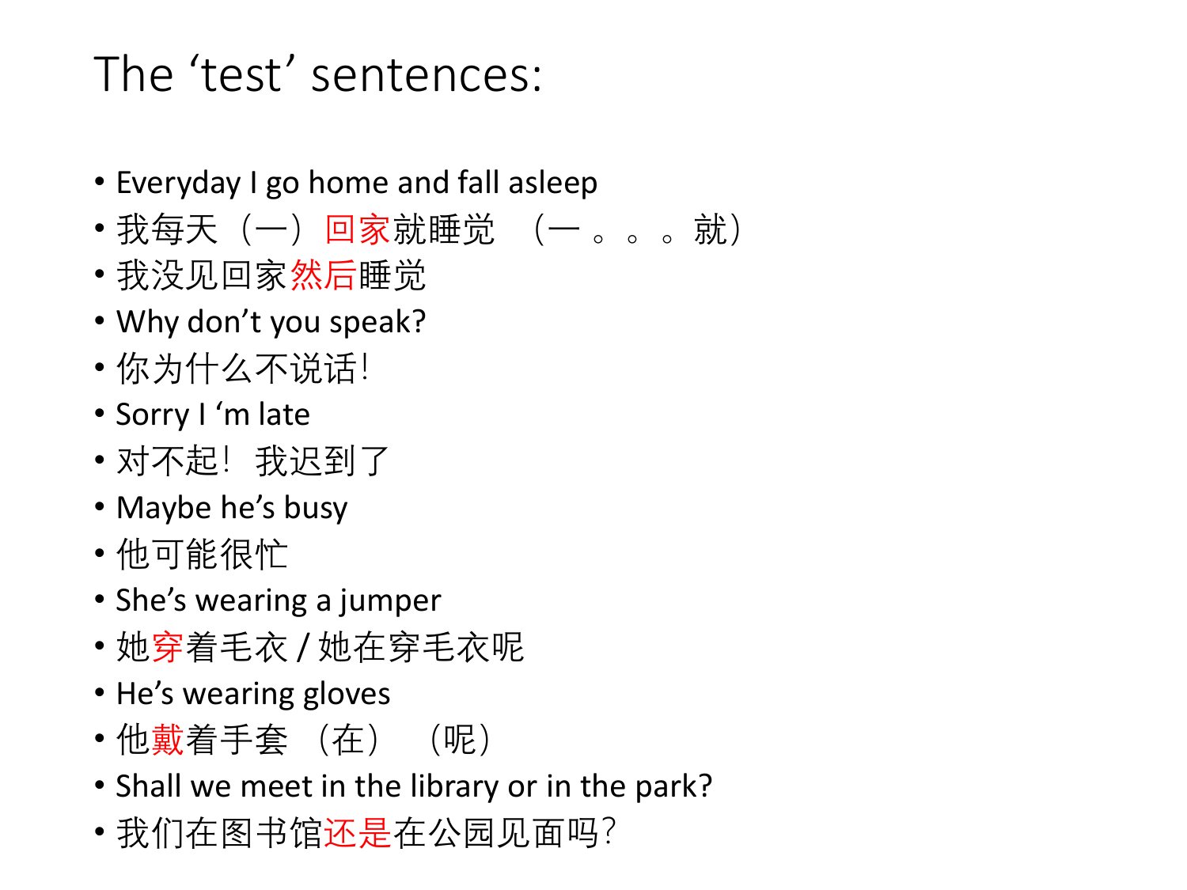# The 'test' sentences:

- Everyday I go home and fall asleep
- 我每天（一）回家就睡觉 （一 。。。就）
- 我没见回家然后睡觉
- Why don't you speak?
- 你为什么不说话!
- Sorry I 'm late
- 对不起! 我迟到了
- Maybe he's busy
- 他可能很忙
- She's wearing a jumper
- 她穿着毛衣 / 她在穿毛衣呢
- He's wearing gloves
- 他戴着手套 （在） （呢）
- Shall we meet in the library or in the park?
- 我们在图书馆还是在公园见面吗?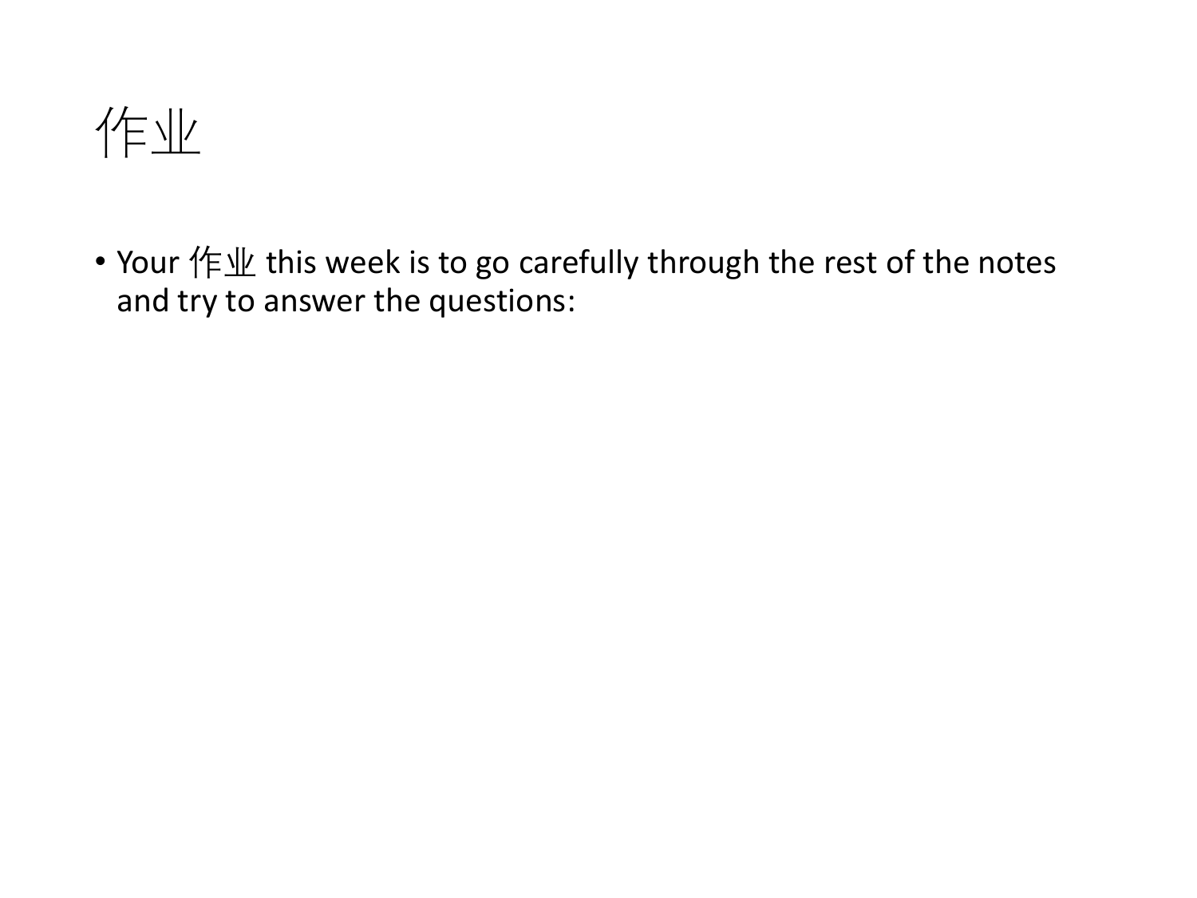# 作业

- Your 作业 this week is to go carefully through the rest of the notes and try to answer the questions: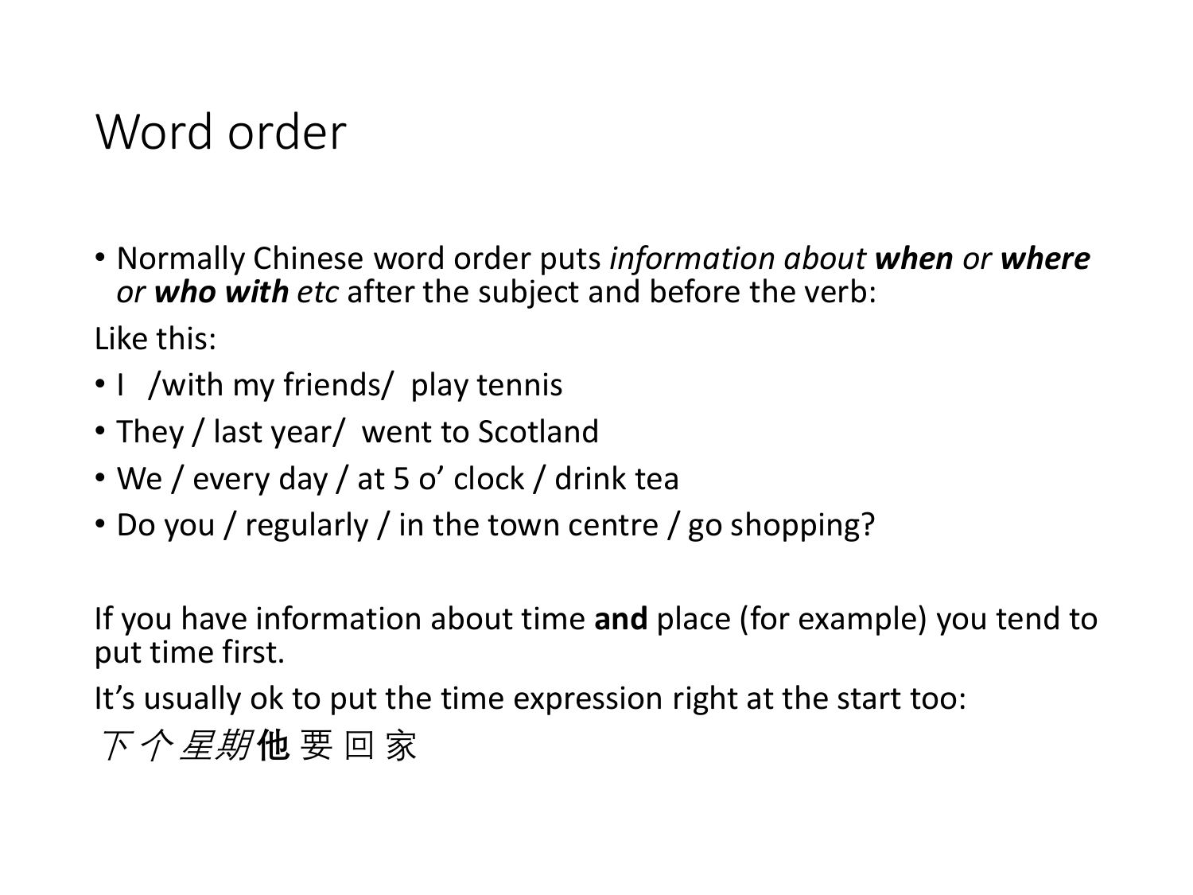# Word order

- Normally Chinese word order puts *information about **when** or **where** or **who with** etc* after the subject and before the verb:

Like this:

- I /with my friends/ play tennis
- They / last year/ went to Scotland
- We / every day / at 5 o' clock / drink tea
- Do you / regularly / in the town centre / go shopping?

If you have information about time **and** place (for example) you tend to put time first.

It's usually ok to put the time expression right at the start too:

*下个星期***他** 要 回 家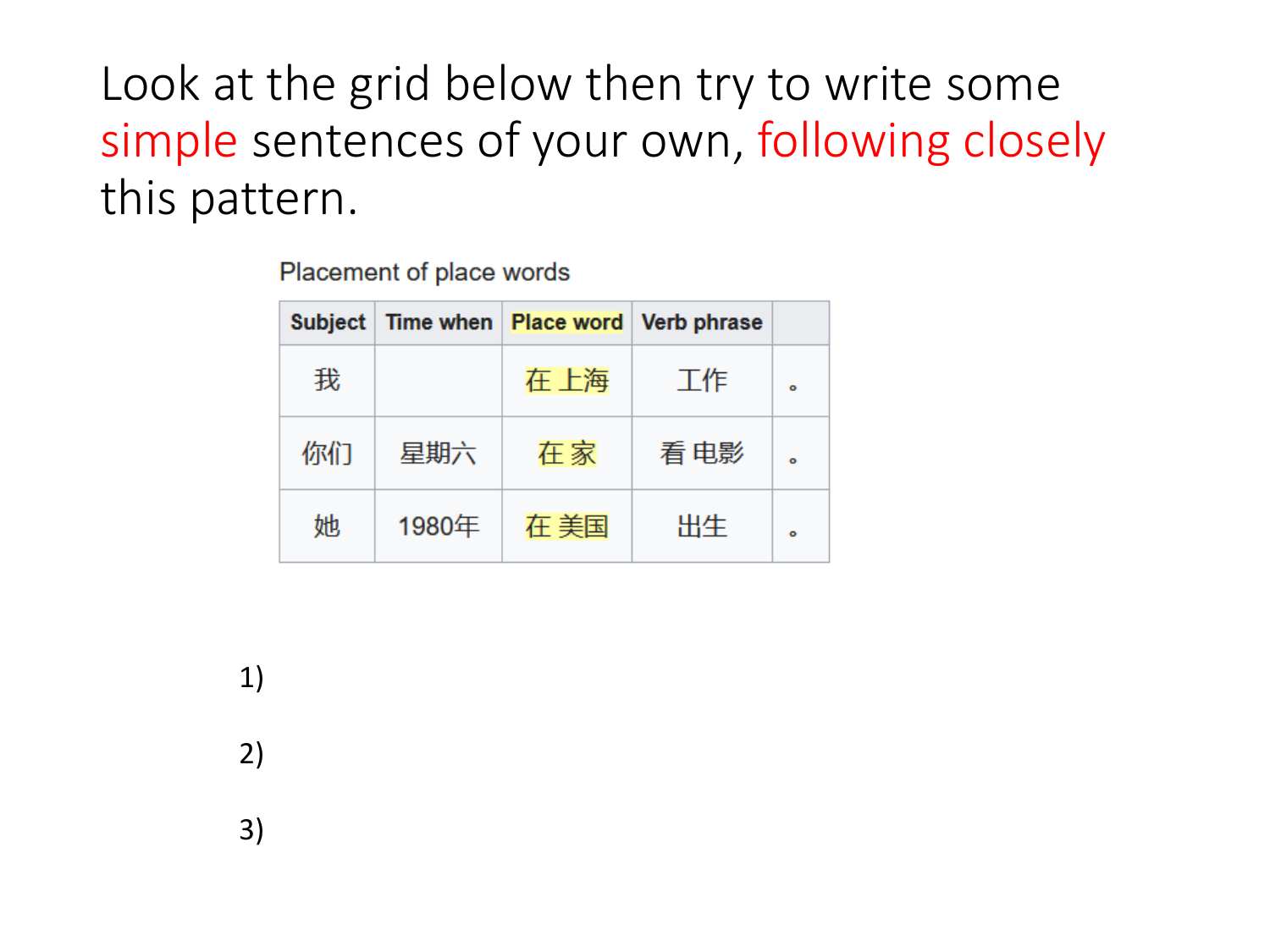Look at the grid below then try to write some simple sentences of your own, following closely this pattern.

Placement of place words

| Subject | Time when | Place word | Verb phrase | |
|---|---|---|---|---|
| 我 | | 在 上海 | 工作 | 。 |
| 你们 | 星期六 | 在 家 | 看 电影 | 。 |
| 她 | 1980年 | 在 美国 | 出生 | 。 |

1)

2)

3)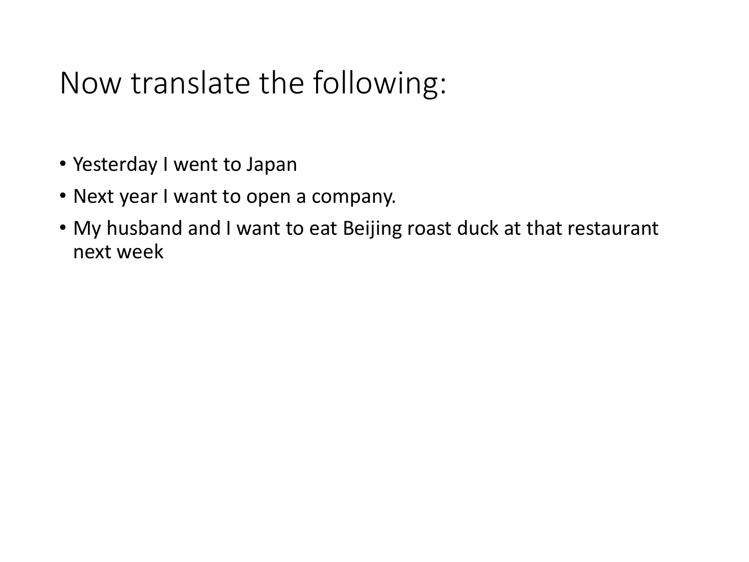# Now translate the following:

- Yesterday I went to Japan
- Next year I want to open a company.
- My husband and I want to eat Beijing roast duck at that restaurant next week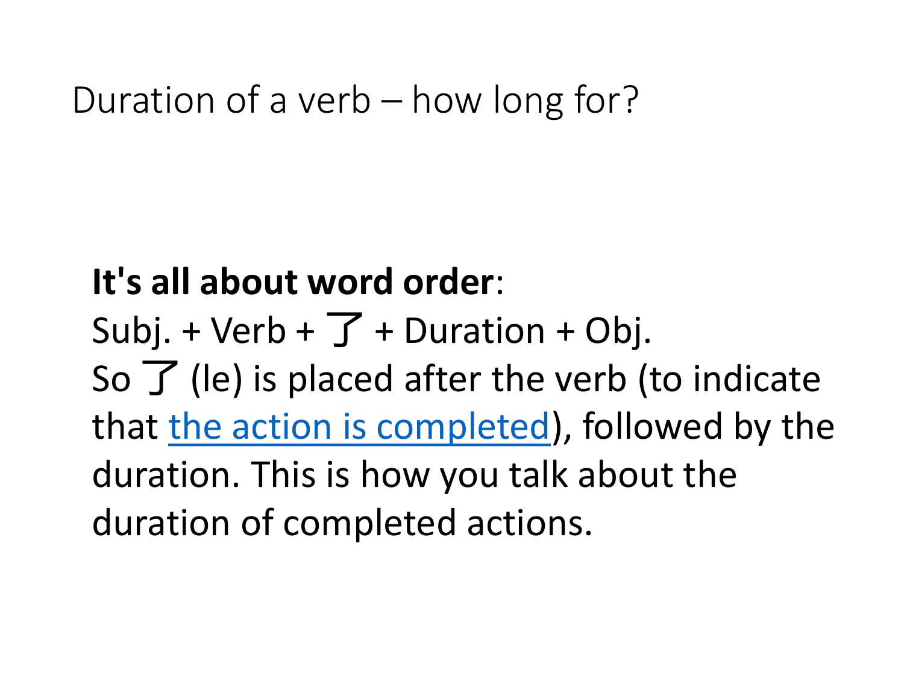# Duration of a verb – how long for?

**It's all about word order**:
Subj. + Verb + 了 + Duration + Obj.
So 了 (le) is placed after the verb (to indicate that the action is completed), followed by the duration. This is how you talk about the duration of completed actions.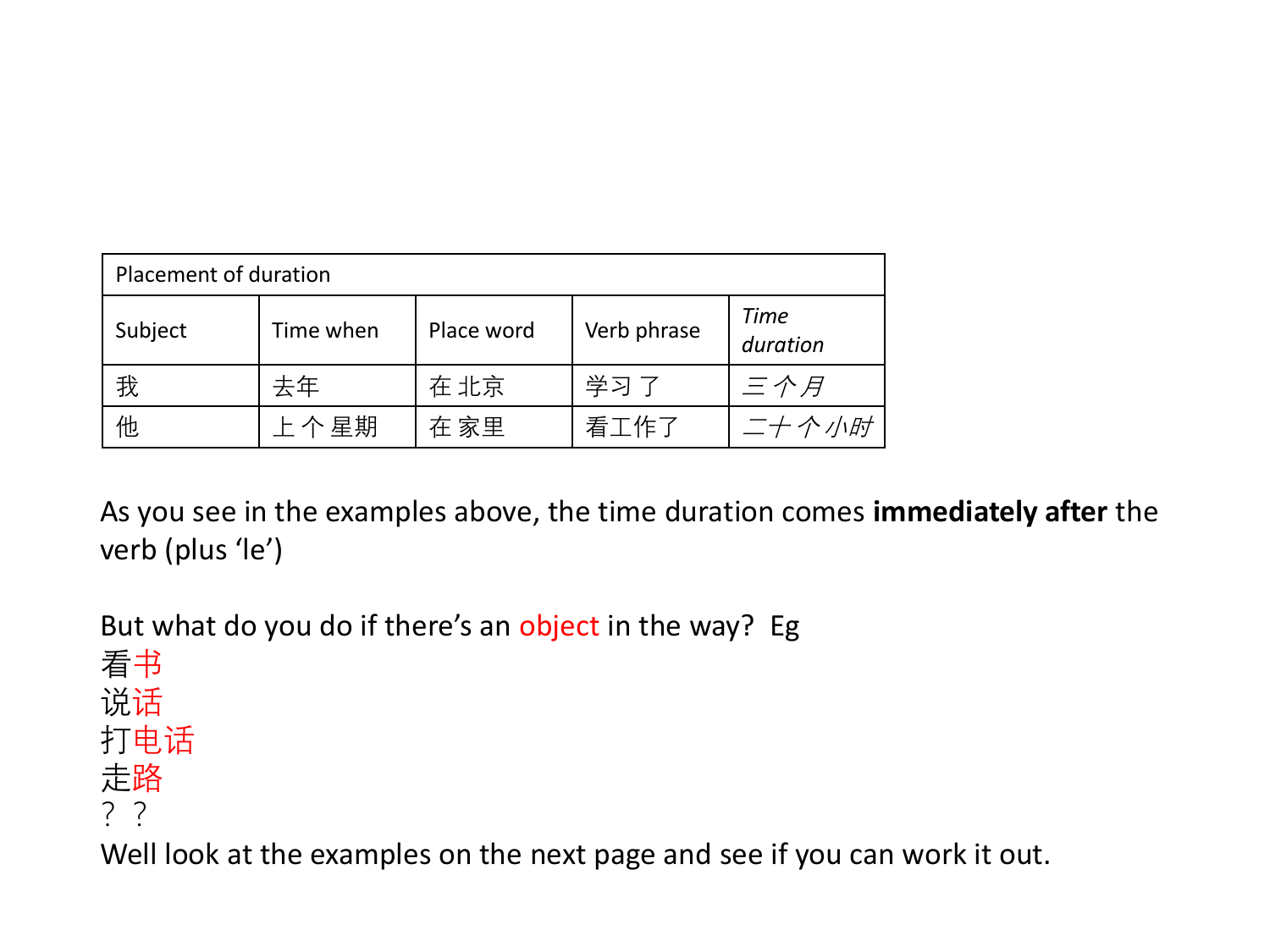| Placement of duration | | | | |
|---|---|---|---|---|
| Subject | Time when | Place word | Verb phrase | *Time duration* |
| 我 | 去年 | 在 北京 | 学习 了 | *三 个 月* |
| 他 | 上 个 星期 | 在 家里 | 看工作了 | *二十 个 小时* |

As you see in the examples above, the time duration comes **immediately after** the verb (plus 'le')

But what do you do if there's an object in the way? Eg

看书
说话
打电话
走路
？？

Well look at the examples on the next page and see if you can work it out.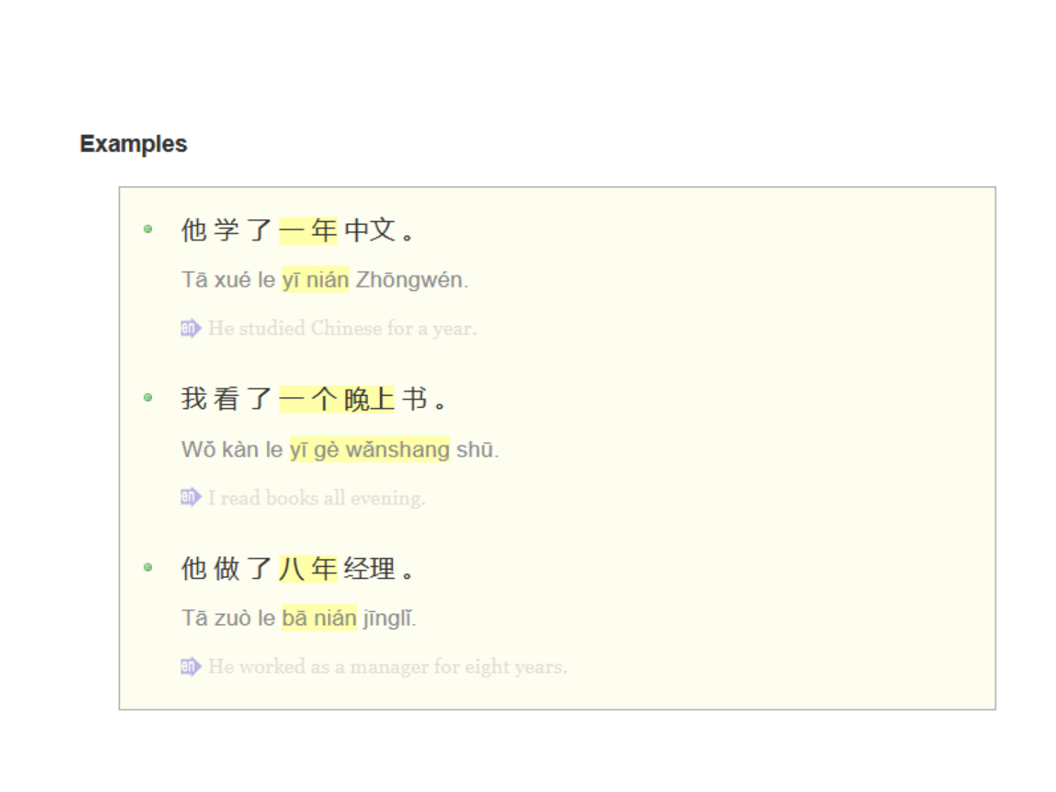## Examples

- 他学了一年中文。

  Tā xué le yī nián Zhōngwén.

  He studied Chinese for a year.

- 我看了一个晚上书。

  Wǒ kàn le yī gè wǎnshang shū.

  I read books all evening.

- 他做了八年经理。

  Tā zuò le bā nián jīnglǐ.

  He worked as a manager for eight years.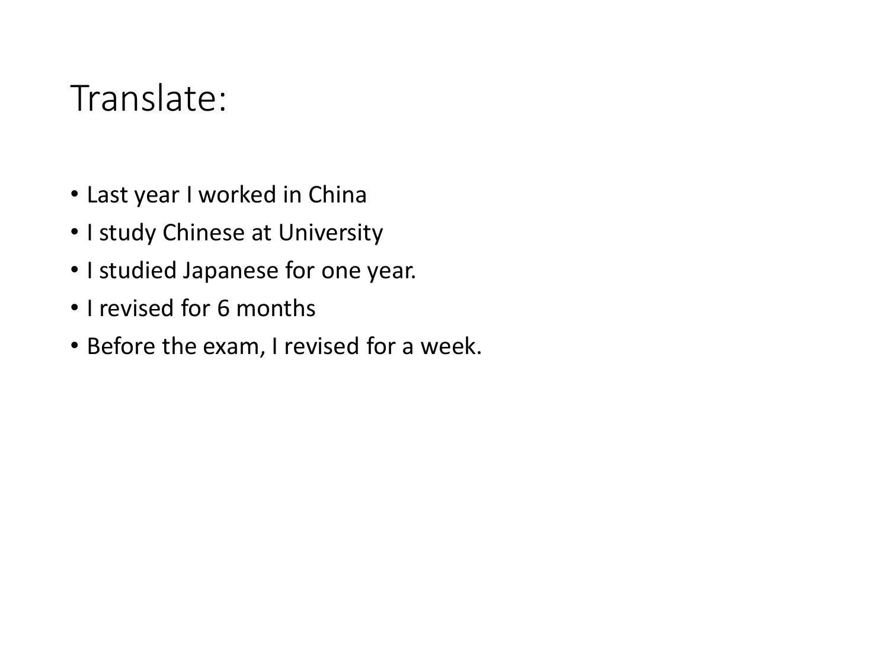# Translate:

- Last year I worked in China
- I study Chinese at University
- I studied Japanese for one year.
- I revised for 6 months
- Before the exam, I revised for a week.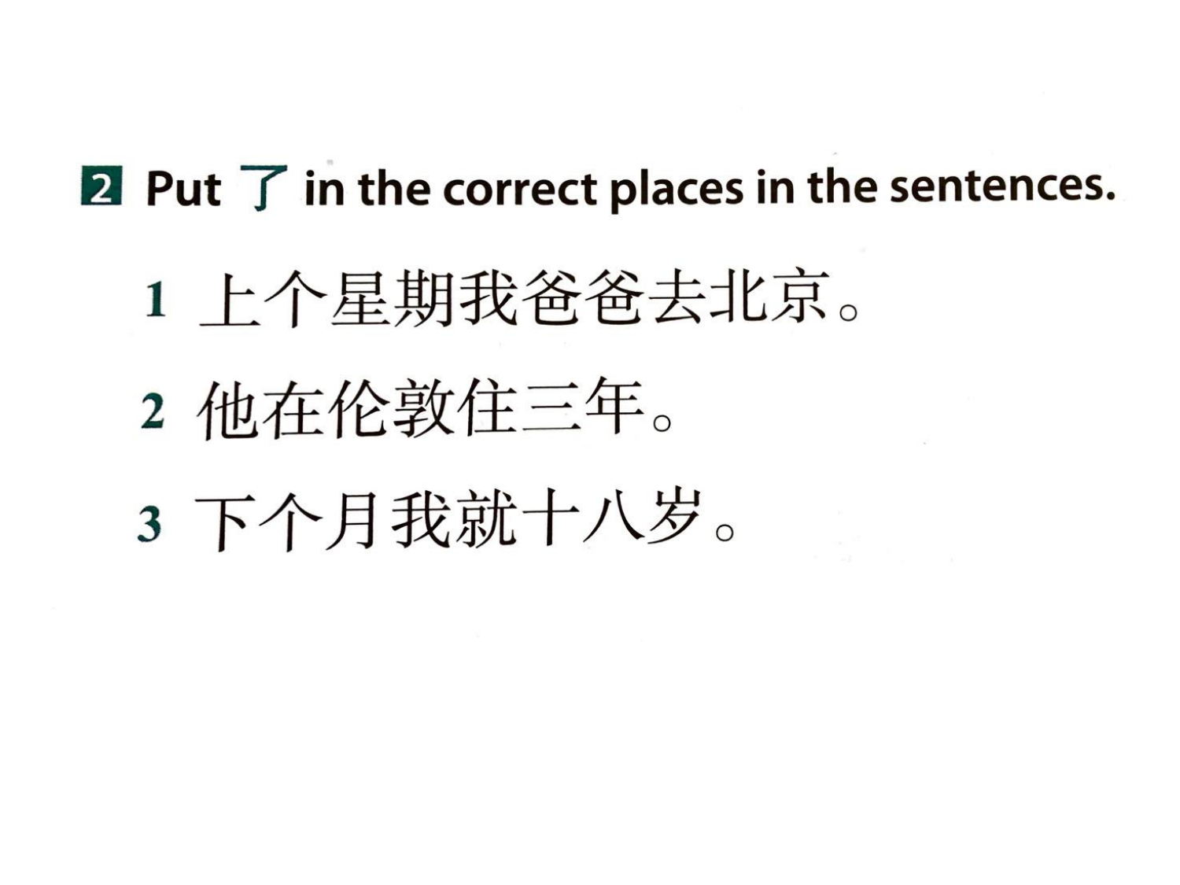**2** **Put 了 in the correct places in the sentences.**

1. 上个星期我爸爸去北京。
2. 他在伦敦住三年。
3. 下个月我就十八岁。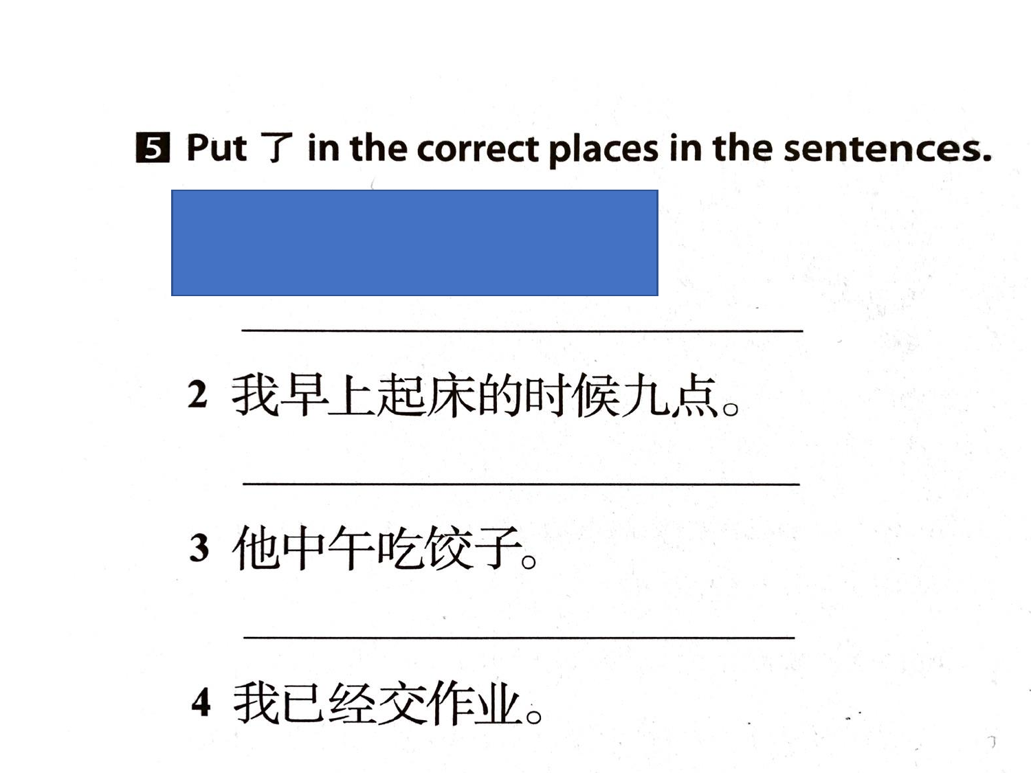**5** **Put 了 in the correct places in the sentences.**

\_\_\_\_\_\_\_\_\_\_\_\_\_\_\_\_\_\_\_\_\_\_\_\_\_\_\_\_\_\_\_\_\_\_\_\_

2 我早上起床的时候九点。

\_\_\_\_\_\_\_\_\_\_\_\_\_\_\_\_\_\_\_\_\_\_\_\_\_\_\_\_\_\_\_\_\_\_\_\_

3 他中午吃饺子。

\_\_\_\_\_\_\_\_\_\_\_\_\_\_\_\_\_\_\_\_\_\_\_\_\_\_\_\_\_\_\_\_\_\_\_\_

4 我已经交作业。